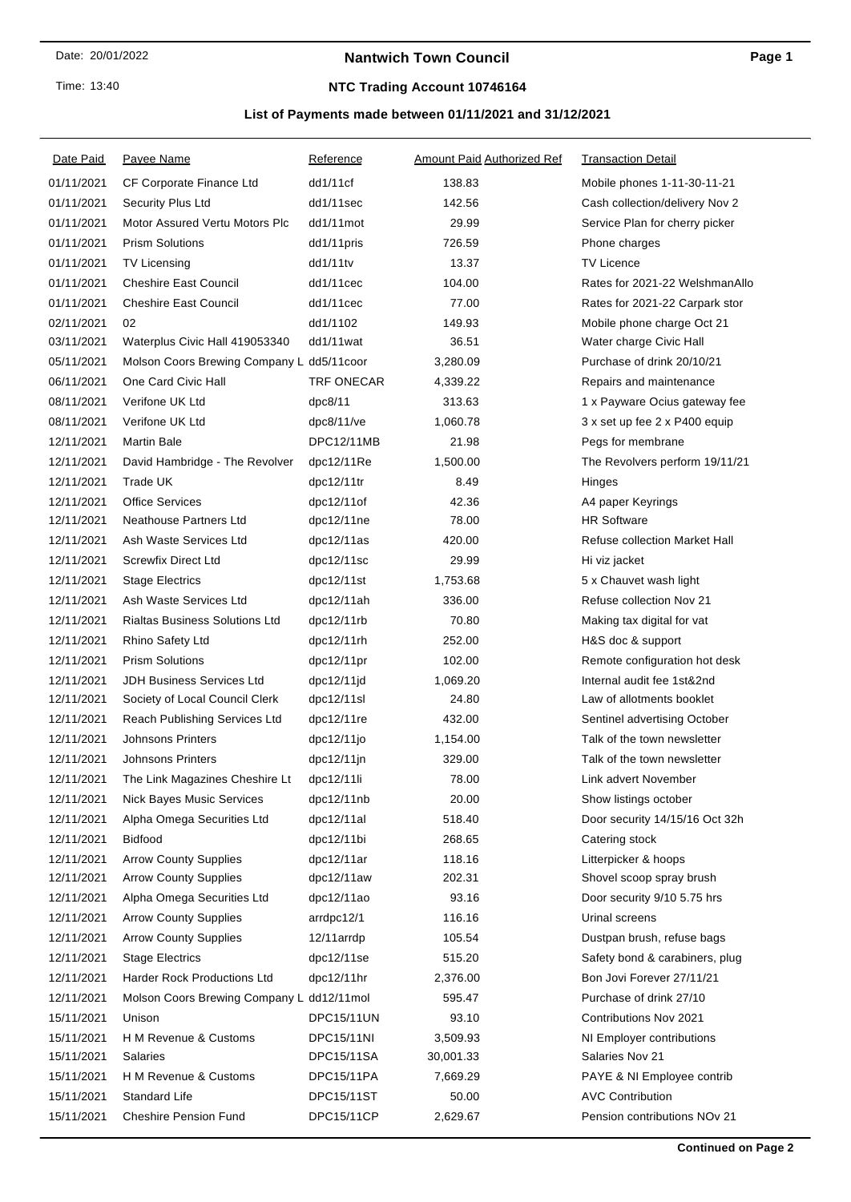Date: 20/01/2022

Time: 13:40

# Nantwich Town Council

## NTC Trading Account 10746164

### List of Payments made between 01/11/2021 and 31/12/2021

| Date Paid | Payee Name | Reference | Amount Paid | Authorized Ref | Transaction Detail |
|---|---|---|---|---|---|
| 01/11/2021 | CF Corporate Finance Ltd | dd1/11cf | 138.83 | | Mobile phones 1-11-30-11-21 |
| 01/11/2021 | Security Plus Ltd | dd1/11sec | 142.56 | | Cash collection/delivery Nov 2 |
| 01/11/2021 | Motor Assured Vertu Motors Plc | dd1/11mot | 29.99 | | Service Plan for cherry picker |
| 01/11/2021 | Prism Solutions | dd1/11pris | 726.59 | | Phone charges |
| 01/11/2021 | TV Licensing | dd1/11tv | 13.37 | | TV Licence |
| 01/11/2021 | Cheshire East Council | dd1/11cec | 104.00 | | Rates for 2021-22 WelshmanAllo |
| 01/11/2021 | Cheshire East Council | dd1/11cec | 77.00 | | Rates for 2021-22 Carpark stor |
| 02/11/2021 | 02 | dd1/1102 | 149.93 | | Mobile phone charge Oct 21 |
| 03/11/2021 | Waterplus Civic Hall 419053340 | dd1/11wat | 36.51 | | Water charge Civic Hall |
| 05/11/2021 | Molson Coors Brewing Company L | dd5/11coor | 3,280.09 | | Purchase of drink 20/10/21 |
| 06/11/2021 | One Card Civic Hall | TRF ONECAR | 4,339.22 | | Repairs and maintenance |
| 08/11/2021 | Verifone UK Ltd | dpc8/11 | 313.63 | | 1 x Payware Ocius gateway fee |
| 08/11/2021 | Verifone UK Ltd | dpc8/11/ve | 1,060.78 | | 3 x set up fee 2 x P400 equip |
| 12/11/2021 | Martin Bale | DPC12/11MB | 21.98 | | Pegs for membrane |
| 12/11/2021 | David Hambridge - The Revolver | dpc12/11Re | 1,500.00 | | The Revolvers perform 19/11/21 |
| 12/11/2021 | Trade UK | dpc12/11tr | 8.49 | | Hinges |
| 12/11/2021 | Office Services | dpc12/11of | 42.36 | | A4 paper Keyrings |
| 12/11/2021 | Neathouse Partners Ltd | dpc12/11ne | 78.00 | | HR Software |
| 12/11/2021 | Ash Waste Services Ltd | dpc12/11as | 420.00 | | Refuse collection Market Hall |
| 12/11/2021 | Screwfix Direct Ltd | dpc12/11sc | 29.99 | | Hi viz jacket |
| 12/11/2021 | Stage Electrics | dpc12/11st | 1,753.68 | | 5 x Chauvet wash light |
| 12/11/2021 | Ash Waste Services Ltd | dpc12/11ah | 336.00 | | Refuse collection Nov 21 |
| 12/11/2021 | Rialtas Business Solutions Ltd | dpc12/11rb | 70.80 | | Making tax digital for vat |
| 12/11/2021 | Rhino Safety Ltd | dpc12/11rh | 252.00 | | H&S doc & support |
| 12/11/2021 | Prism Solutions | dpc12/11pr | 102.00 | | Remote configuration hot desk |
| 12/11/2021 | JDH Business Services Ltd | dpc12/11jd | 1,069.20 | | Internal audit fee 1st&2nd |
| 12/11/2021 | Society of Local Council Clerk | dpc12/11sl | 24.80 | | Law of allotments booklet |
| 12/11/2021 | Reach Publishing Services Ltd | dpc12/11re | 432.00 | | Sentinel advertising October |
| 12/11/2021 | Johnsons Printers | dpc12/11jo | 1,154.00 | | Talk of the town newsletter |
| 12/11/2021 | Johnsons Printers | dpc12/11jn | 329.00 | | Talk of the town newsletter |
| 12/11/2021 | The Link Magazines Cheshire Lt | dpc12/11li | 78.00 | | Link advert November |
| 12/11/2021 | Nick Bayes Music Services | dpc12/11nb | 20.00 | | Show listings october |
| 12/11/2021 | Alpha Omega Securities Ltd | dpc12/11al | 518.40 | | Door security 14/15/16 Oct 32h |
| 12/11/2021 | Bidfood | dpc12/11bi | 268.65 | | Catering stock |
| 12/11/2021 | Arrow County Supplies | dpc12/11ar | 118.16 | | Litterpicker & hoops |
| 12/11/2021 | Arrow County Supplies | dpc12/11aw | 202.31 | | Shovel scoop spray brush |
| 12/11/2021 | Alpha Omega Securities Ltd | dpc12/11ao | 93.16 | | Door security 9/10 5.75 hrs |
| 12/11/2021 | Arrow County Supplies | arrdpc12/1 | 116.16 | | Urinal screens |
| 12/11/2021 | Arrow County Supplies | 12/11arrdp | 105.54 | | Dustpan brush, refuse bags |
| 12/11/2021 | Stage Electrics | dpc12/11se | 515.20 | | Safety bond & carabiners, plug |
| 12/11/2021 | Harder Rock Productions Ltd | dpc12/11hr | 2,376.00 | | Bon Jovi Forever 27/11/21 |
| 12/11/2021 | Molson Coors Brewing Company L | dd12/11mol | 595.47 | | Purchase of drink 27/10 |
| 15/11/2021 | Unison | DPC15/11UN | 93.10 | | Contributions Nov 2021 |
| 15/11/2021 | H M Revenue & Customs | DPC15/11NI | 3,509.93 | | NI Employer contributions |
| 15/11/2021 | Salaries | DPC15/11SA | 30,001.33 | | Salaries Nov 21 |
| 15/11/2021 | H M Revenue & Customs | DPC15/11PA | 7,669.29 | | PAYE & NI Employee contrib |
| 15/11/2021 | Standard Life | DPC15/11ST | 50.00 | | AVC Contribution |
| 15/11/2021 | Cheshire Pension Fund | DPC15/11CP | 2,629.67 | | Pension contributions NOv 21 |

**Continued on Page 2**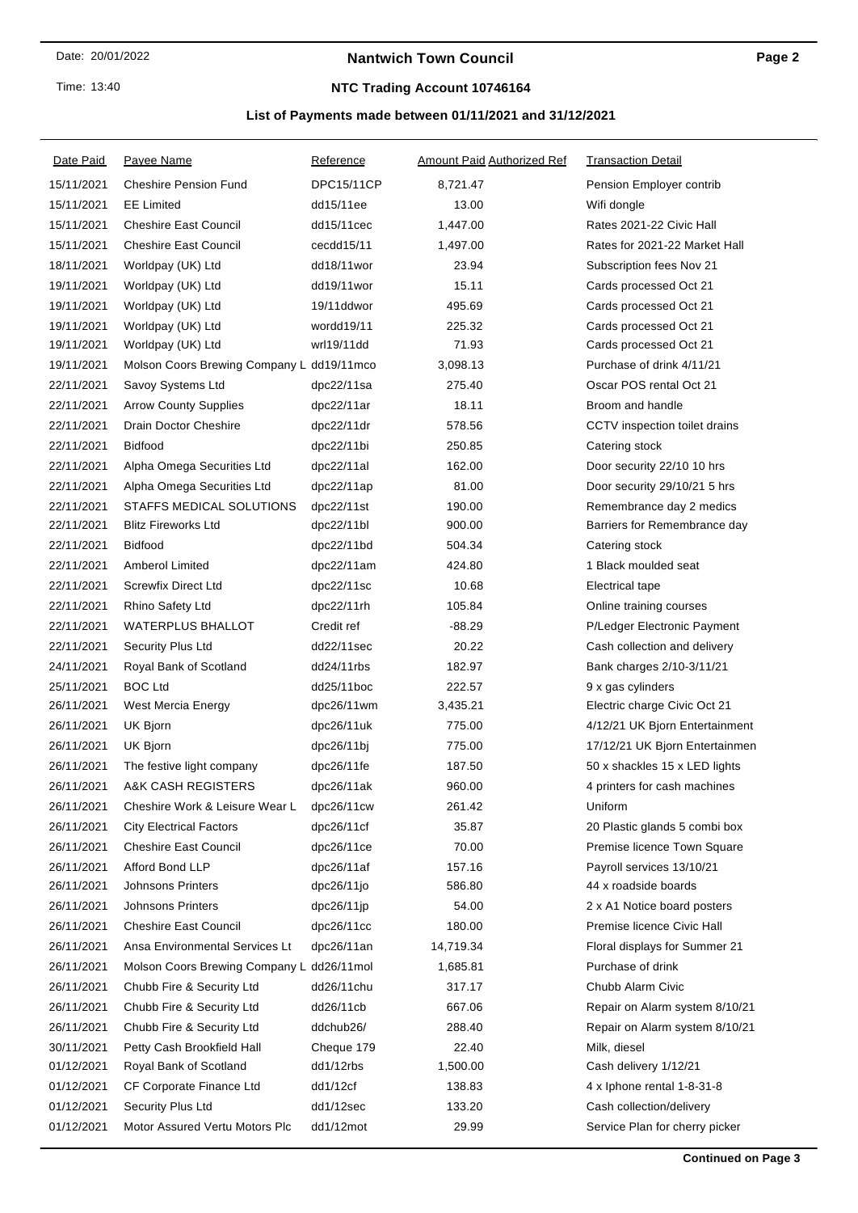# Nantwich Town Council

## NTC Trading Account 10746164

### List of Payments made between 01/11/2021 and 31/12/2021

Date: 20/01/2022

Time: 13:40

| Date Paid | Payee Name | Reference | Amount Paid | Authorized Ref | Transaction Detail |
|---|---|---|---|---|---|
| 15/11/2021 | Cheshire Pension Fund | DPC15/11CP | 8,721.47 | | Pension Employer contrib |
| 15/11/2021 | EE Limited | dd15/11ee | 13.00 | | Wifi dongle |
| 15/11/2021 | Cheshire East Council | dd15/11cec | 1,447.00 | | Rates 2021-22 Civic Hall |
| 15/11/2021 | Cheshire East Council | cecdd15/11 | 1,497.00 | | Rates for 2021-22 Market Hall |
| 18/11/2021 | Worldpay (UK) Ltd | dd18/11wor | 23.94 | | Subscription fees Nov 21 |
| 19/11/2021 | Worldpay (UK) Ltd | dd19/11wor | 15.11 | | Cards processed Oct 21 |
| 19/11/2021 | Worldpay (UK) Ltd | 19/11ddwor | 495.69 | | Cards processed Oct 21 |
| 19/11/2021 | Worldpay (UK) Ltd | wordd19/11 | 225.32 | | Cards processed Oct 21 |
| 19/11/2021 | Worldpay (UK) Ltd | wrl19/11dd | 71.93 | | Cards processed Oct 21 |
| 19/11/2021 | Molson Coors Brewing Company L | dd19/11mco | 3,098.13 | | Purchase of drink 4/11/21 |
| 22/11/2021 | Savoy Systems Ltd | dpc22/11sa | 275.40 | | Oscar POS rental Oct 21 |
| 22/11/2021 | Arrow County Supplies | dpc22/11ar | 18.11 | | Broom and handle |
| 22/11/2021 | Drain Doctor Cheshire | dpc22/11dr | 578.56 | | CCTV inspection toilet drains |
| 22/11/2021 | Bidfood | dpc22/11bi | 250.85 | | Catering stock |
| 22/11/2021 | Alpha Omega Securities Ltd | dpc22/11al | 162.00 | | Door security 22/10 10 hrs |
| 22/11/2021 | Alpha Omega Securities Ltd | dpc22/11ap | 81.00 | | Door security 29/10/21 5 hrs |
| 22/11/2021 | STAFFS MEDICAL SOLUTIONS | dpc22/11st | 190.00 | | Remembrance day 2 medics |
| 22/11/2021 | Blitz Fireworks Ltd | dpc22/11bl | 900.00 | | Barriers for Remembrance day |
| 22/11/2021 | Bidfood | dpc22/11bd | 504.34 | | Catering stock |
| 22/11/2021 | Amberol Limited | dpc22/11am | 424.80 | | 1 Black moulded seat |
| 22/11/2021 | Screwfix Direct Ltd | dpc22/11sc | 10.68 | | Electrical tape |
| 22/11/2021 | Rhino Safety Ltd | dpc22/11rh | 105.84 | | Online training courses |
| 22/11/2021 | WATERPLUS BHALLOT | Credit ref | -88.29 | | P/Ledger Electronic Payment |
| 22/11/2021 | Security Plus Ltd | dd22/11sec | 20.22 | | Cash collection and delivery |
| 24/11/2021 | Royal Bank of Scotland | dd24/11rbs | 182.97 | | Bank charges 2/10-3/11/21 |
| 25/11/2021 | BOC Ltd | dd25/11boc | 222.57 | | 9 x gas cylinders |
| 26/11/2021 | West Mercia Energy | dpc26/11wm | 3,435.21 | | Electric charge Civic Oct 21 |
| 26/11/2021 | UK Bjorn | dpc26/11uk | 775.00 | | 4/12/21 UK Bjorn Entertainment |
| 26/11/2021 | UK Bjorn | dpc26/11bj | 775.00 | | 17/12/21 UK Bjorn Entertainmen |
| 26/11/2021 | The festive light company | dpc26/11fe | 187.50 | | 50 x shackles 15 x LED lights |
| 26/11/2021 | A&K CASH REGISTERS | dpc26/11ak | 960.00 | | 4 printers for cash machines |
| 26/11/2021 | Cheshire Work & Leisure Wear L | dpc26/11cw | 261.42 | | Uniform |
| 26/11/2021 | City Electrical Factors | dpc26/11cf | 35.87 | | 20 Plastic glands 5 combi box |
| 26/11/2021 | Cheshire East Council | dpc26/11ce | 70.00 | | Premise licence Town Square |
| 26/11/2021 | Afford Bond LLP | dpc26/11af | 157.16 | | Payroll services 13/10/21 |
| 26/11/2021 | Johnsons Printers | dpc26/11jo | 586.80 | | 44 x roadside boards |
| 26/11/2021 | Johnsons Printers | dpc26/11jp | 54.00 | | 2 x A1 Notice board posters |
| 26/11/2021 | Cheshire East Council | dpc26/11cc | 180.00 | | Premise licence Civic Hall |
| 26/11/2021 | Ansa Environmental Services Lt | dpc26/11an | 14,719.34 | | Floral displays for Summer 21 |
| 26/11/2021 | Molson Coors Brewing Company L | dd26/11mol | 1,685.81 | | Purchase of drink |
| 26/11/2021 | Chubb Fire & Security Ltd | dd26/11chu | 317.17 | | Chubb Alarm Civic |
| 26/11/2021 | Chubb Fire & Security Ltd | dd26/11cb | 667.06 | | Repair on Alarm system 8/10/21 |
| 26/11/2021 | Chubb Fire & Security Ltd | ddchub26/ | 288.40 | | Repair on Alarm system 8/10/21 |
| 30/11/2021 | Petty Cash Brookfield Hall | Cheque 179 | 22.40 | | Milk, diesel |
| 01/12/2021 | Royal Bank of Scotland | dd1/12rbs | 1,500.00 | | Cash delivery 1/12/21 |
| 01/12/2021 | CF Corporate Finance Ltd | dd1/12cf | 138.83 | | 4 x Iphone rental 1-8-31-8 |
| 01/12/2021 | Security Plus Ltd | dd1/12sec | 133.20 | | Cash collection/delivery |
| 01/12/2021 | Motor Assured Vertu Motors Plc | dd1/12mot | 29.99 | | Service Plan for cherry picker |

**Continued on Page 3**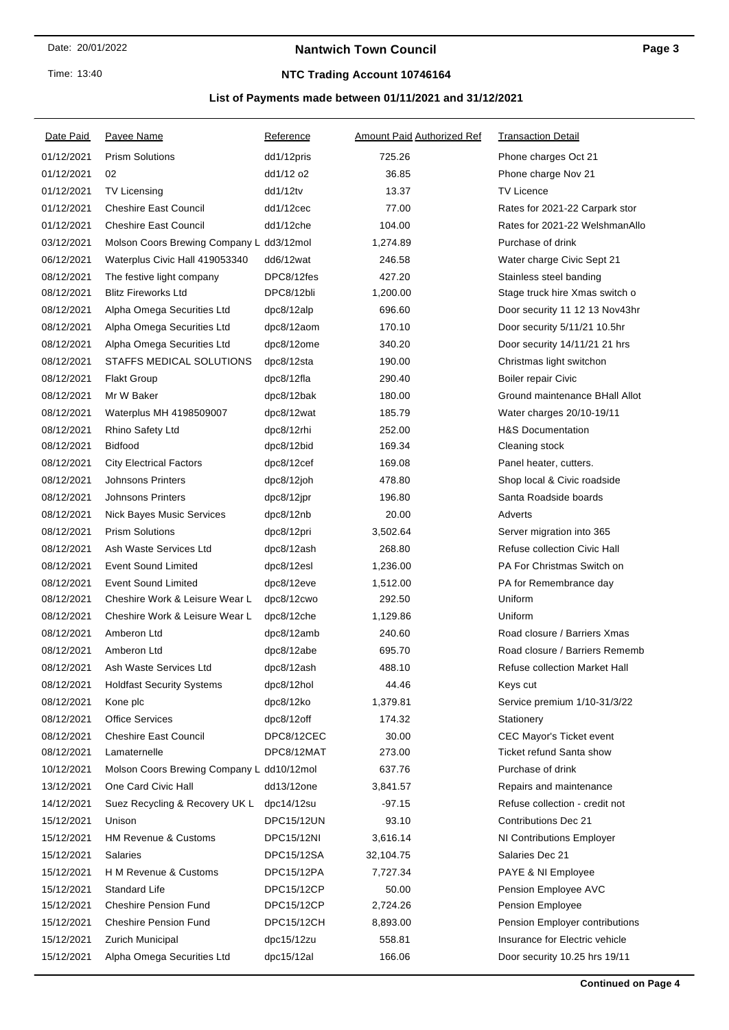Date: 20/01/2022

Time: 13:40

# Nantwich Town Council

## NTC Trading Account 10746164

### List of Payments made between 01/11/2021 and 31/12/2021

| Date Paid | Payee Name | Reference | Amount Paid | Authorized Ref | Transaction Detail |
|---|---|---|---|---|---|
| 01/12/2021 | Prism Solutions | dd1/12pris | 725.26 | | Phone charges Oct 21 |
| 01/12/2021 | 02 | dd1/12 o2 | 36.85 | | Phone charge Nov 21 |
| 01/12/2021 | TV Licensing | dd1/12tv | 13.37 | | TV Licence |
| 01/12/2021 | Cheshire East Council | dd1/12cec | 77.00 | | Rates for 2021-22 Carpark stor |
| 01/12/2021 | Cheshire East Council | dd1/12che | 104.00 | | Rates for 2021-22 WelshmanAllo |
| 03/12/2021 | Molson Coors Brewing Company L | dd3/12mol | 1,274.89 | | Purchase of drink |
| 06/12/2021 | Waterplus Civic Hall 419053340 | dd6/12wat | 246.58 | | Water charge Civic Sept 21 |
| 08/12/2021 | The festive light company | DPC8/12fes | 427.20 | | Stainless steel banding |
| 08/12/2021 | Blitz Fireworks Ltd | DPC8/12bli | 1,200.00 | | Stage truck hire Xmas switch o |
| 08/12/2021 | Alpha Omega Securities Ltd | dpc8/12alp | 696.60 | | Door security 11 12 13 Nov43hr |
| 08/12/2021 | Alpha Omega Securities Ltd | dpc8/12aom | 170.10 | | Door security 5/11/21 10.5hr |
| 08/12/2021 | Alpha Omega Securities Ltd | dpc8/12ome | 340.20 | | Door security 14/11/21 21 hrs |
| 08/12/2021 | STAFFS MEDICAL SOLUTIONS | dpc8/12sta | 190.00 | | Christmas light switchon |
| 08/12/2021 | Flakt Group | dpc8/12fla | 290.40 | | Boiler repair Civic |
| 08/12/2021 | Mr W Baker | dpc8/12bak | 180.00 | | Ground maintenance BHall Allot |
| 08/12/2021 | Waterplus MH 4198509007 | dpc8/12wat | 185.79 | | Water charges 20/10-19/11 |
| 08/12/2021 | Rhino Safety Ltd | dpc8/12rhi | 252.00 | | H&S Documentation |
| 08/12/2021 | Bidfood | dpc8/12bid | 169.34 | | Cleaning stock |
| 08/12/2021 | City Electrical Factors | dpc8/12cef | 169.08 | | Panel heater, cutters. |
| 08/12/2021 | Johnsons Printers | dpc8/12joh | 478.80 | | Shop local & Civic roadside |
| 08/12/2021 | Johnsons Printers | dpc8/12jpr | 196.80 | | Santa Roadside boards |
| 08/12/2021 | Nick Bayes Music Services | dpc8/12nb | 20.00 | | Adverts |
| 08/12/2021 | Prism Solutions | dpc8/12pri | 3,502.64 | | Server migration into 365 |
| 08/12/2021 | Ash Waste Services Ltd | dpc8/12ash | 268.80 | | Refuse collection Civic Hall |
| 08/12/2021 | Event Sound Limited | dpc8/12esl | 1,236.00 | | PA For Christmas Switch on |
| 08/12/2021 | Event Sound Limited | dpc8/12eve | 1,512.00 | | PA for Remembrance day |
| 08/12/2021 | Cheshire Work & Leisure Wear L | dpc8/12cwo | 292.50 | | Uniform |
| 08/12/2021 | Cheshire Work & Leisure Wear L | dpc8/12che | 1,129.86 | | Uniform |
| 08/12/2021 | Amberon Ltd | dpc8/12amb | 240.60 | | Road closure / Barriers Xmas |
| 08/12/2021 | Amberon Ltd | dpc8/12abe | 695.70 | | Road closure / Barriers Rememb |
| 08/12/2021 | Ash Waste Services Ltd | dpc8/12ash | 488.10 | | Refuse collection Market Hall |
| 08/12/2021 | Holdfast Security Systems | dpc8/12hol | 44.46 | | Keys cut |
| 08/12/2021 | Kone plc | dpc8/12ko | 1,379.81 | | Service premium 1/10-31/3/22 |
| 08/12/2021 | Office Services | dpc8/12off | 174.32 | | Stationery |
| 08/12/2021 | Cheshire East Council | DPC8/12CEC | 30.00 | | CEC Mayor's Ticket event |
| 08/12/2021 | Lamaternelle | DPC8/12MAT | 273.00 | | Ticket refund Santa show |
| 10/12/2021 | Molson Coors Brewing Company L | dd10/12mol | 637.76 | | Purchase of drink |
| 13/12/2021 | One Card Civic Hall | dd13/12one | 3,841.57 | | Repairs and maintenance |
| 14/12/2021 | Suez Recycling & Recovery UK L | dpc14/12su | -97.15 | | Refuse collection - credit not |
| 15/12/2021 | Unison | DPC15/12UN | 93.10 | | Contributions Dec 21 |
| 15/12/2021 | HM Revenue & Customs | DPC15/12NI | 3,616.14 | | NI Contributions Employer |
| 15/12/2021 | Salaries | DPC15/12SA | 32,104.75 | | Salaries Dec 21 |
| 15/12/2021 | H M Revenue & Customs | DPC15/12PA | 7,727.34 | | PAYE & NI Employee |
| 15/12/2021 | Standard Life | DPC15/12CP | 50.00 | | Pension Employee AVC |
| 15/12/2021 | Cheshire Pension Fund | DPC15/12CP | 2,724.26 | | Pension Employee |
| 15/12/2021 | Cheshire Pension Fund | DPC15/12CH | 8,893.00 | | Pension Employer contributions |
| 15/12/2021 | Zurich Municipal | dpc15/12zu | 558.81 | | Insurance for Electric vehicle |
| 15/12/2021 | Alpha Omega Securities Ltd | dpc15/12al | 166.06 | | Door security 10.25 hrs 19/11 |

**Continued on Page 4**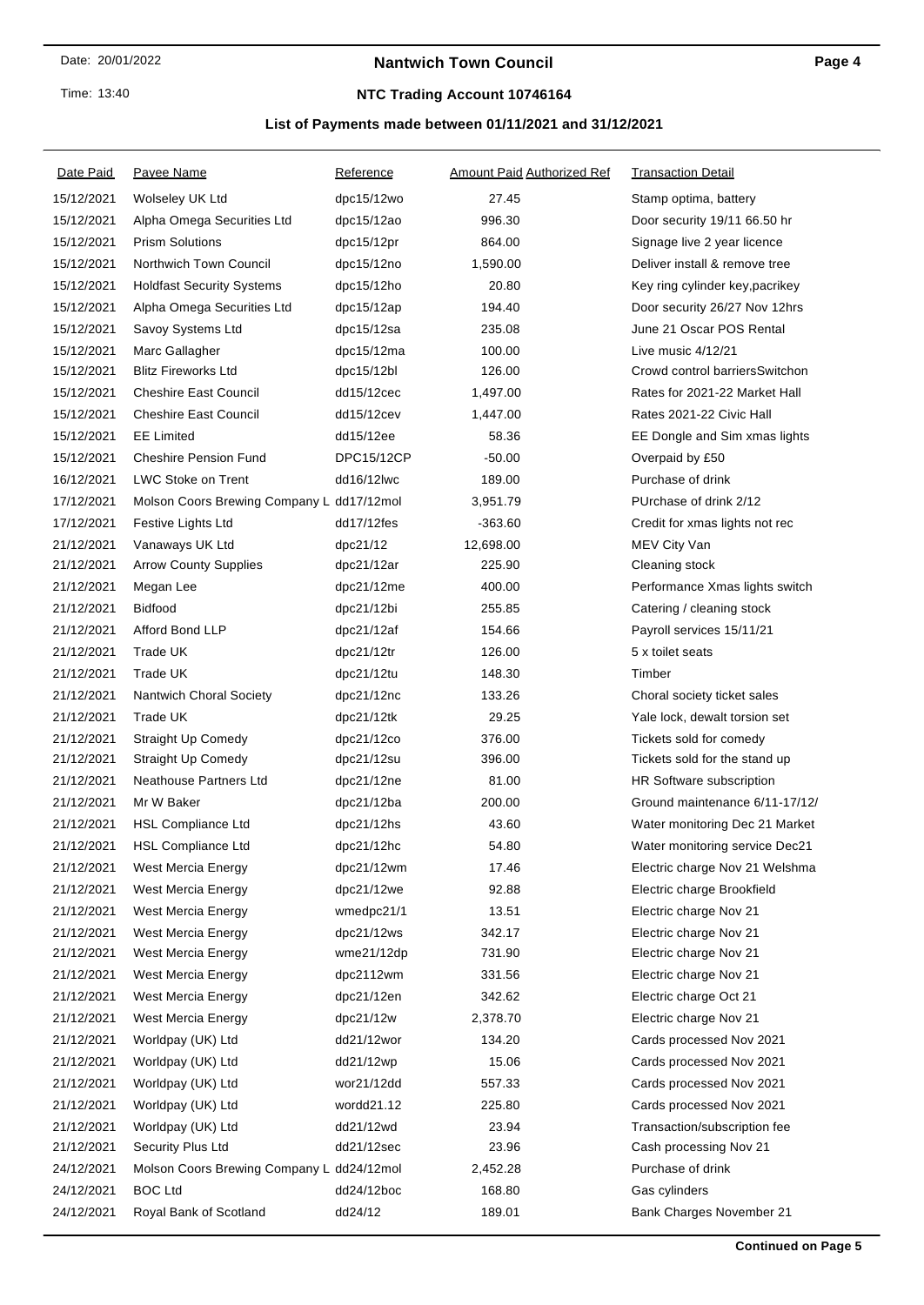## Nantwich Town Council

### NTC Trading Account 10746164

### List of Payments made between 01/11/2021 and 31/12/2021

| Date Paid | Payee Name | Reference | Amount Paid | Authorized Ref | Transaction Detail |
|---|---|---|---|---|---|
| 15/12/2021 | Wolseley UK Ltd | dpc15/12wo | 27.45 | | Stamp optima, battery |
| 15/12/2021 | Alpha Omega Securities Ltd | dpc15/12ao | 996.30 | | Door security 19/11 66.50 hr |
| 15/12/2021 | Prism Solutions | dpc15/12pr | 864.00 | | Signage live 2 year licence |
| 15/12/2021 | Northwich Town Council | dpc15/12no | 1,590.00 | | Deliver install & remove tree |
| 15/12/2021 | Holdfast Security Systems | dpc15/12ho | 20.80 | | Key ring cylinder key,pacrikey |
| 15/12/2021 | Alpha Omega Securities Ltd | dpc15/12ap | 194.40 | | Door security 26/27 Nov 12hrs |
| 15/12/2021 | Savoy Systems Ltd | dpc15/12sa | 235.08 | | June 21 Oscar POS Rental |
| 15/12/2021 | Marc Gallagher | dpc15/12ma | 100.00 | | Live music 4/12/21 |
| 15/12/2021 | Blitz Fireworks Ltd | dpc15/12bl | 126.00 | | Crowd control barriersSwitchon |
| 15/12/2021 | Cheshire East Council | dd15/12cec | 1,497.00 | | Rates for 2021-22 Market Hall |
| 15/12/2021 | Cheshire East Council | dd15/12cev | 1,447.00 | | Rates 2021-22 Civic Hall |
| 15/12/2021 | EE Limited | dd15/12ee | 58.36 | | EE Dongle and Sim xmas lights |
| 15/12/2021 | Cheshire Pension Fund | DPC15/12CP | -50.00 | | Overpaid by £50 |
| 16/12/2021 | LWC Stoke on Trent | dd16/12lwc | 189.00 | | Purchase of drink |
| 17/12/2021 | Molson Coors Brewing Company L | dd17/12mol | 3,951.79 | | PUrchase of drink 2/12 |
| 17/12/2021 | Festive Lights Ltd | dd17/12fes | -363.60 | | Credit for xmas lights not rec |
| 21/12/2021 | Vanaways UK Ltd | dpc21/12 | 12,698.00 | | MEV City Van |
| 21/12/2021 | Arrow County Supplies | dpc21/12ar | 225.90 | | Cleaning stock |
| 21/12/2021 | Megan Lee | dpc21/12me | 400.00 | | Performance Xmas lights switch |
| 21/12/2021 | Bidfood | dpc21/12bi | 255.85 | | Catering / cleaning stock |
| 21/12/2021 | Afford Bond LLP | dpc21/12af | 154.66 | | Payroll services 15/11/21 |
| 21/12/2021 | Trade UK | dpc21/12tr | 126.00 | | 5 x toilet seats |
| 21/12/2021 | Trade UK | dpc21/12tu | 148.30 | | Timber |
| 21/12/2021 | Nantwich Choral Society | dpc21/12nc | 133.26 | | Choral society ticket sales |
| 21/12/2021 | Trade UK | dpc21/12tk | 29.25 | | Yale lock, dewalt torsion set |
| 21/12/2021 | Straight Up Comedy | dpc21/12co | 376.00 | | Tickets sold for comedy |
| 21/12/2021 | Straight Up Comedy | dpc21/12su | 396.00 | | Tickets sold for the stand up |
| 21/12/2021 | Neathouse Partners Ltd | dpc21/12ne | 81.00 | | HR Software subscription |
| 21/12/2021 | Mr W Baker | dpc21/12ba | 200.00 | | Ground maintenance 6/11-17/12/ |
| 21/12/2021 | HSL Compliance Ltd | dpc21/12hs | 43.60 | | Water monitoring Dec 21 Market |
| 21/12/2021 | HSL Compliance Ltd | dpc21/12hc | 54.80 | | Water monitoring service Dec21 |
| 21/12/2021 | West Mercia Energy | dpc21/12wm | 17.46 | | Electric charge Nov 21 Welshma |
| 21/12/2021 | West Mercia Energy | dpc21/12we | 92.88 | | Electric charge Brookfield |
| 21/12/2021 | West Mercia Energy | wmedpc21/1 | 13.51 | | Electric charge Nov 21 |
| 21/12/2021 | West Mercia Energy | dpc21/12ws | 342.17 | | Electric charge Nov 21 |
| 21/12/2021 | West Mercia Energy | wme21/12dp | 731.90 | | Electric charge Nov 21 |
| 21/12/2021 | West Mercia Energy | dpc2112wm | 331.56 | | Electric charge Nov 21 |
| 21/12/2021 | West Mercia Energy | dpc21/12en | 342.62 | | Electric charge Oct 21 |
| 21/12/2021 | West Mercia Energy | dpc21/12w | 2,378.70 | | Electric charge Nov 21 |
| 21/12/2021 | Worldpay (UK) Ltd | dd21/12wor | 134.20 | | Cards processed Nov 2021 |
| 21/12/2021 | Worldpay (UK) Ltd | dd21/12wp | 15.06 | | Cards processed Nov 2021 |
| 21/12/2021 | Worldpay (UK) Ltd | wor21/12dd | 557.33 | | Cards processed Nov 2021 |
| 21/12/2021 | Worldpay (UK) Ltd | wordd21.12 | 225.80 | | Cards processed Nov 2021 |
| 21/12/2021 | Worldpay (UK) Ltd | dd21/12wd | 23.94 | | Transaction/subscription fee |
| 21/12/2021 | Security Plus Ltd | dd21/12sec | 23.96 | | Cash processing Nov 21 |
| 24/12/2021 | Molson Coors Brewing Company L | dd24/12mol | 2,452.28 | | Purchase of drink |
| 24/12/2021 | BOC Ltd | dd24/12boc | 168.80 | | Gas cylinders |
| 24/12/2021 | Royal Bank of Scotland | dd24/12 | 189.01 | | Bank Charges November 21 |

**Continued on Page 5**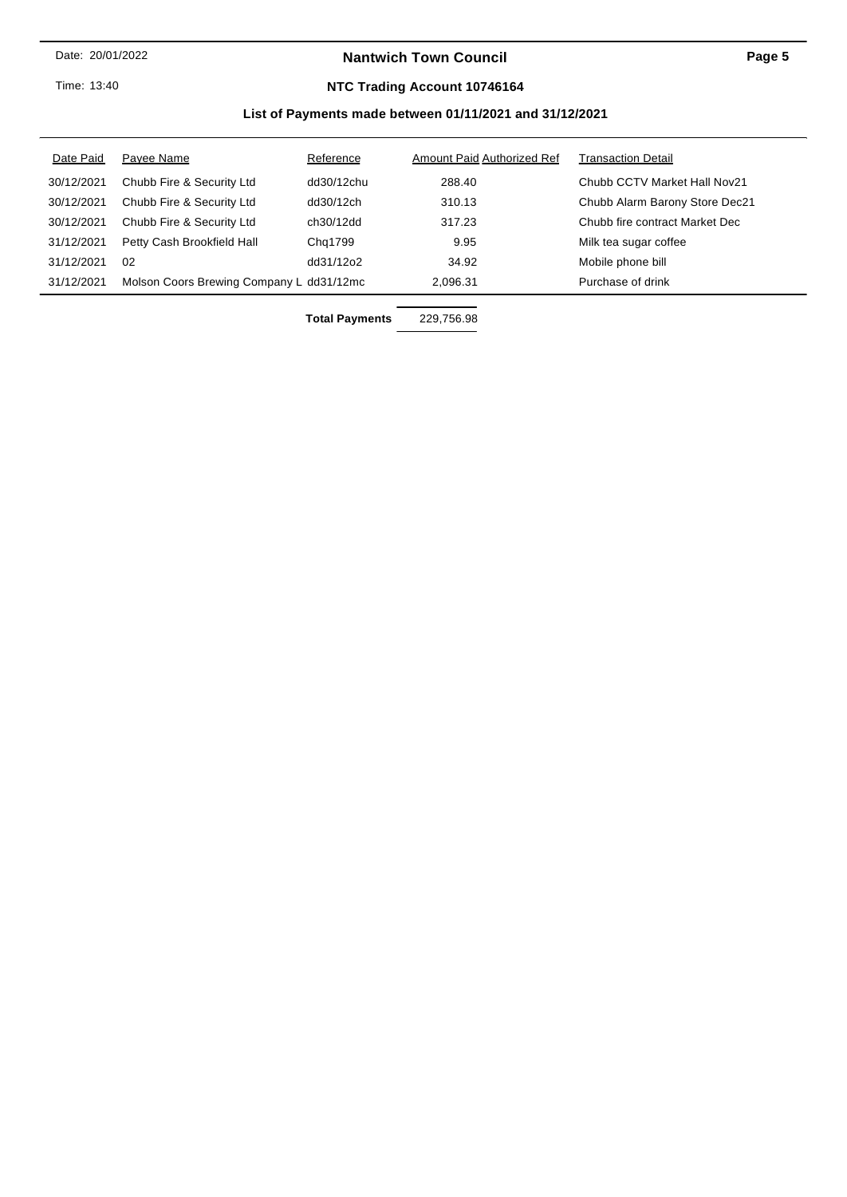Nantwich Town Council

NTC Trading Account 10746164

List of Payments made between 01/11/2021 and 31/12/2021

| Date Paid | Payee Name | Reference | Amount Paid | Authorized Ref | Transaction Detail |
|---|---|---|---|---|---|
| 30/12/2021 | Chubb Fire & Security Ltd | dd30/12chu | 288.40 | | Chubb CCTV Market Hall Nov21 |
| 30/12/2021 | Chubb Fire & Security Ltd | dd30/12ch | 310.13 | | Chubb Alarm Barony Store Dec21 |
| 30/12/2021 | Chubb Fire & Security Ltd | ch30/12dd | 317.23 | | Chubb fire contract Market Dec |
| 31/12/2021 | Petty Cash Brookfield Hall | Chq1799 | 9.95 | | Milk tea sugar coffee |
| 31/12/2021 | 02 | dd31/12o2 | 34.92 | | Mobile phone bill |
| 31/12/2021 | Molson Coors Brewing Company L | dd31/12mc | 2,096.31 | | Purchase of drink |

**Total Payments** 229,756.98